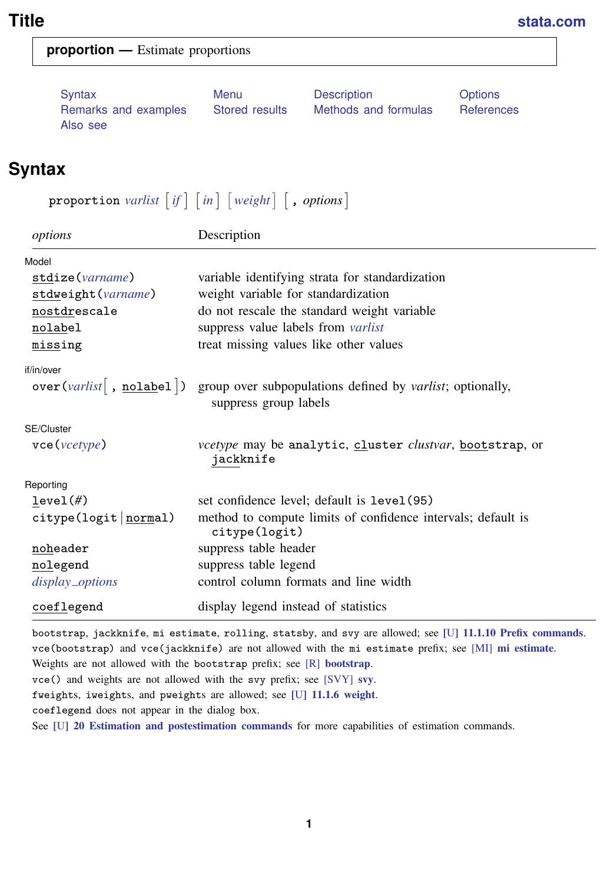# Title

**stata.com**

**proportion —** Estimate proportions

Syntax Menu Description Options
Remarks and examples Stored results Methods and formulas References
Also see

## Syntax

```
proportion varlist [if] [in] [weight] [, options]
```

| *options* | Description |
|---|---|
| Model | |
| `stdize(varname)` | variable identifying strata for standardization |
| `stdweight(varname)` | weight variable for standardization |
| `nostdrescale` | do not rescale the standard weight variable |
| `nolabel` | suppress value labels from *varlist* |
| `missing` | treat missing values like other values |
| if/in/over | |
| `over(varlist[, nolabel])` | group over subpopulations defined by *varlist*; optionally, suppress group labels |
| SE/Cluster | |
| `vce(vcetype)` | *vcetype* may be `analytic`, `cluster` *clustvar*, `bootstrap`, or `jackknife` |
| Reporting | |
| `level(#)` | set confidence level; default is `level(95)` |
| `citype(logit \| normal)` | method to compute limits of confidence intervals; default is `citype(logit)` |
| `noheader` | suppress table header |
| `nolegend` | suppress table legend |
| *display_options* | control column formats and line width |
| `coeflegend` | display legend instead of statistics |

`bootstrap`, `jackknife`, `mi estimate`, `rolling`, `statsby`, and `svy` are allowed; see **[U] 11.1.10 Prefix commands**.
`vce(bootstrap)` and `vce(jackknife)` are not allowed with the `mi estimate` prefix; see **[MI] mi estimate**.
Weights are not allowed with the `bootstrap` prefix; see **[R] bootstrap**.
`vce()` and weights are not allowed with the `svy` prefix; see **[SVY] svy**.
`fweight`s, `iweight`s, and `pweight`s are allowed; see **[U] 11.1.6 weight**.
`coeflegend` does not appear in the dialog box.
See **[U] 20 Estimation and postestimation commands** for more capabilities of estimation commands.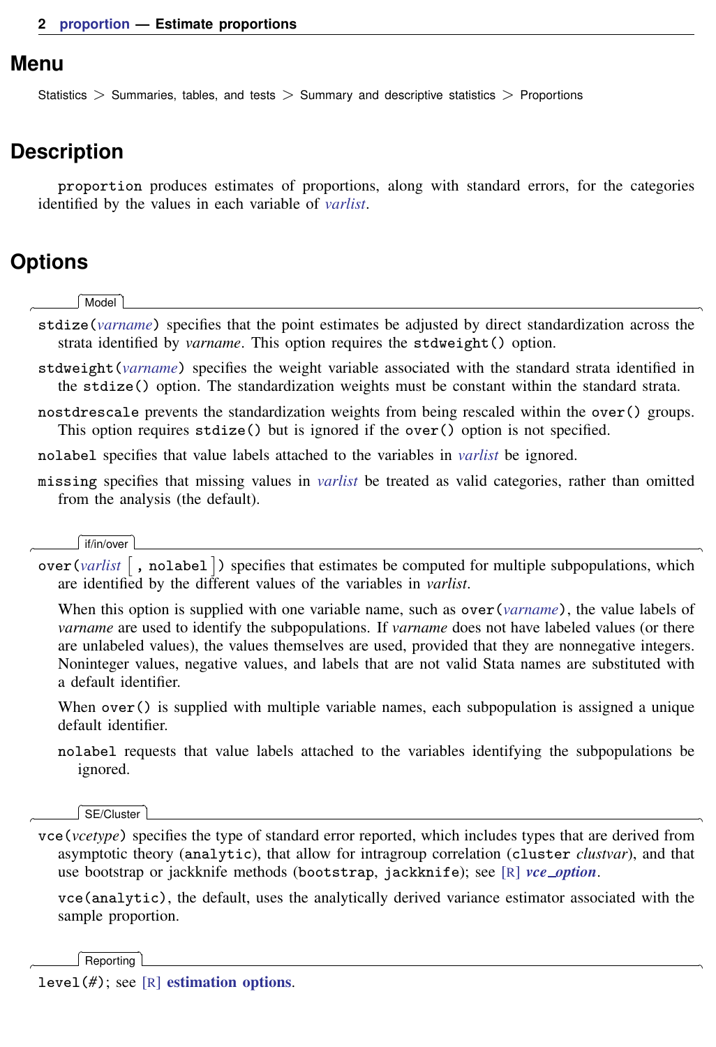## Menu

Statistics > Summaries, tables, and tests > Summary and descriptive statistics > Proportions

## Description

`proportion` produces estimates of proportions, along with standard errors, for the categories identified by the values in each variable of *varlist*.

## Options

**Model**

`stdize(`*varname*`)` specifies that the point estimates be adjusted by direct standardization across the strata identified by *varname*. This option requires the `stdweight()` option.

`stdweight(`*varname*`)` specifies the weight variable associated with the standard strata identified in the `stdize()` option. The standardization weights must be constant within the standard strata.

`nostdrescale` prevents the standardization weights from being rescaled within the `over()` groups. This option requires `stdize()` but is ignored if the `over()` option is not specified.

`nolabel` specifies that value labels attached to the variables in *varlist* be ignored.

`missing` specifies that missing values in *varlist* be treated as valid categories, rather than omitted from the analysis (the default).

**if/in/over**

`over(`*varlist* [`, nolabel`]`)` specifies that estimates be computed for multiple subpopulations, which are identified by the different values of the variables in *varlist*.

When this option is supplied with one variable name, such as `over(`*varname*`)`, the value labels of *varname* are used to identify the subpopulations. If *varname* does not have labeled values (or there are unlabeled values), the values themselves are used, provided that they are nonnegative integers. Noninteger values, negative values, and labels that are not valid Stata names are substituted with a default identifier.

When `over()` is supplied with multiple variable names, each subpopulation is assigned a unique default identifier.

`nolabel` requests that value labels attached to the variables identifying the subpopulations be ignored.

**SE/Cluster**

`vce(`*vcetype*`)` specifies the type of standard error reported, which includes types that are derived from asymptotic theory (`analytic`), that allow for intragroup correlation (`cluster` *clustvar*), and that use bootstrap or jackknife methods (`bootstrap`, `jackknife`); see [R] ***vce_option***.

`vce(analytic)`, the default, uses the analytically derived variance estimator associated with the sample proportion.

**Reporting**

`level(`*#*`)`; see [R] **estimation options**.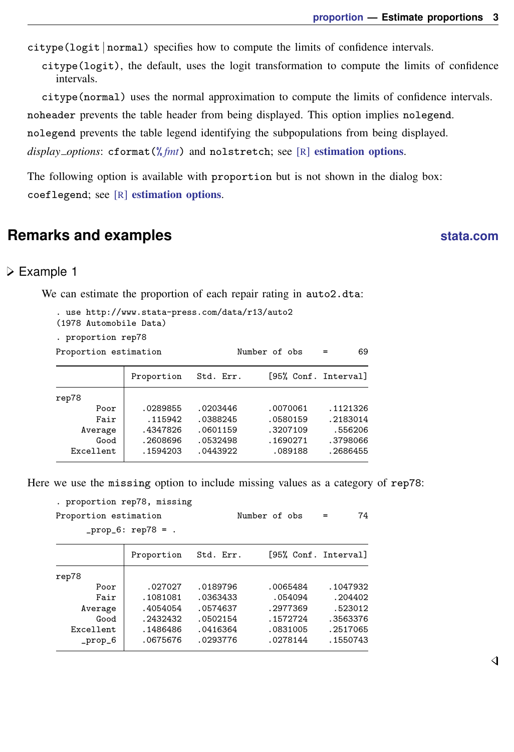`citype(logit|normal)` specifies how to compute the limits of confidence intervals.

`citype(logit)`, the default, uses the logit transformation to compute the limits of confidence intervals.

`citype(normal)` uses the normal approximation to compute the limits of confidence intervals.

`noheader` prevents the table header from being displayed. This option implies `nolegend`.

`nolegend` prevents the table legend identifying the subpopulations from being displayed.

*display_options*: `cformat(%fmt)` and `nolstretch`; see **[R] estimation options**.

The following option is available with `proportion` but is not shown in the dialog box:

`coeflegend`; see **[R] estimation options**.

## Remarks and examples

### Example 1

We can estimate the proportion of each repair rating in `auto2.dta`:

```
. use http://www.stata-press.com/data/r13/auto2
(1978 Automobile Data)
. proportion rep78
Proportion estimation              Number of obs    =       69

--------------------------------------------------------------
             |  Proportion   Std. Err.     [95% Conf. Interval]
-------------+------------------------------------------------
rep78        |
        Poor |   .0289855   .0203446      .0070061    .1121326
        Fair |    .115942   .0388245      .0580159    .2183014
     Average |   .4347826   .0601159      .3207109     .556206
        Good |   .2608696   .0532498      .1690271    .3798066
   Excellent |   .1594203   .0443922       .089188    .2686455
--------------------------------------------------------------
```

Here we use the `missing` option to include missing values as a category of `rep78`:

```
. proportion rep78, missing
Proportion estimation              Number of obs    =       74
      _prop_6: rep78 = .

--------------------------------------------------------------
             |  Proportion   Std. Err.     [95% Conf. Interval]
-------------+------------------------------------------------
rep78        |
        Poor |    .027027   .0189796      .0065484    .1047932
        Fair |   .1081081   .0363433       .054094     .204402
     Average |   .4054054   .0574637      .2977369     .523012
        Good |   .2432432   .0502154      .1572724    .3563376
   Excellent |   .1486486   .0416364      .0831005    .2517065
     _prop_6 |   .0675676   .0293776      .0278144    .1550743
--------------------------------------------------------------
```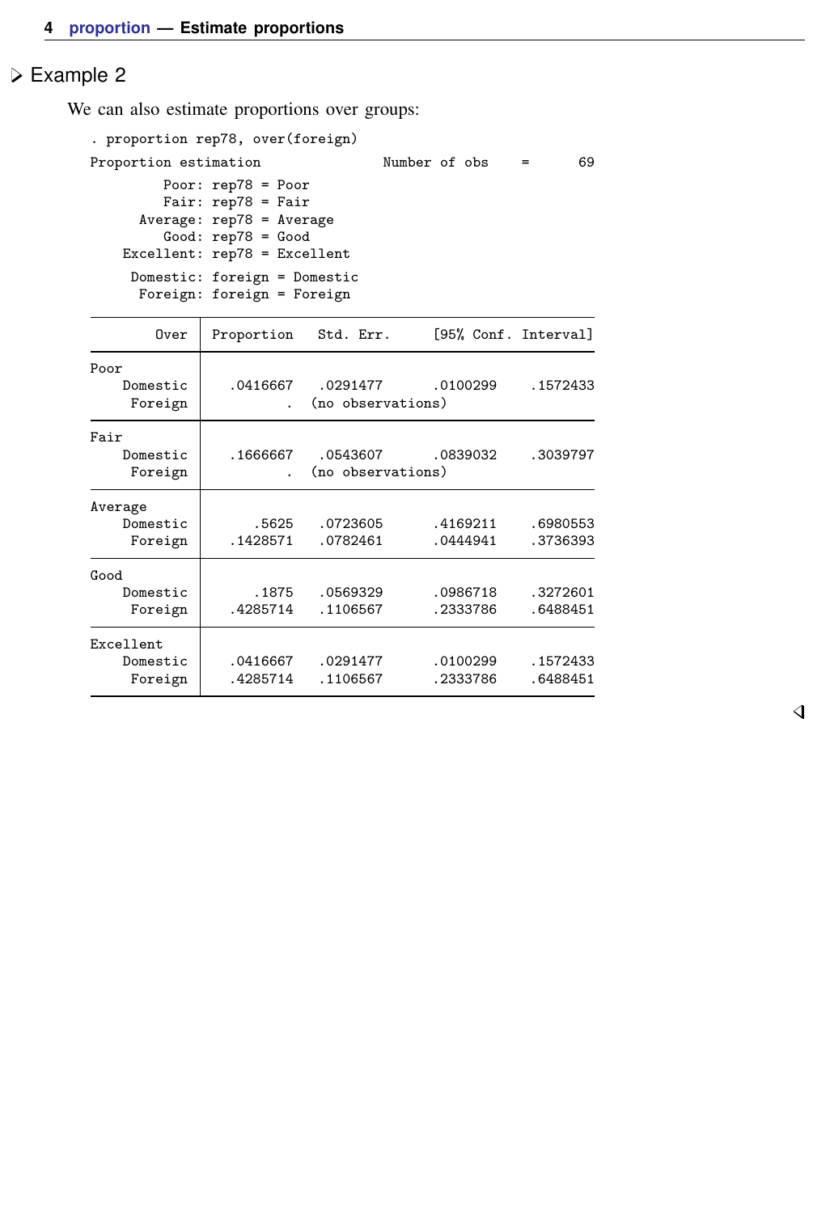### Example 2

We can also estimate proportions over groups:

```
. proportion rep78, over(foreign)
Proportion estimation               Number of obs    =      69

         Poor: rep78 = Poor
         Fair: rep78 = Fair
      Average: rep78 = Average
         Good: rep78 = Good
    Excellent: rep78 = Excellent

     Domestic: foreign = Domestic
      Foreign: foreign = Foreign

--------------------------------------------------------------
        Over | Proportion   Std. Err.     [95% Conf. Interval]
-------------+------------------------------------------------
Poor         |
    Domestic |   .0416667    .0291477      .0100299    .1572433
     Foreign |          .  (no observations)
-------------+------------------------------------------------
Fair         |
    Domestic |   .1666667    .0543607      .0839032    .3039797
     Foreign |          .  (no observations)
-------------+------------------------------------------------
Average      |
    Domestic |      .5625    .0723605      .4169211    .6980553
     Foreign |   .1428571    .0782461      .0444941    .3736393
-------------+------------------------------------------------
Good         |
    Domestic |      .1875    .0569329      .0986718    .3272601
     Foreign |   .4285714    .1106567      .2333786    .6488451
-------------+------------------------------------------------
Excellent    |
    Domestic |   .0416667    .0291477      .0100299    .1572433
     Foreign |   .4285714    .1106567      .2333786    .6488451
--------------------------------------------------------------
```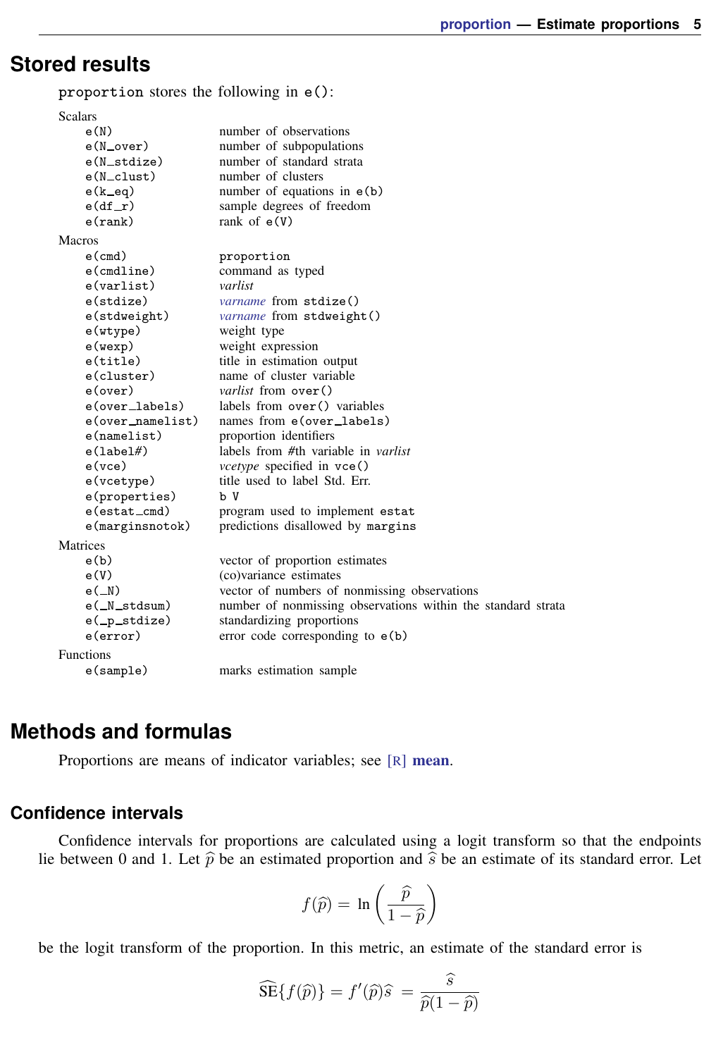# Stored results

`proportion` stores the following in `e()`:

Scalars

| | |
|---|---|
| `e(N)` | number of observations |
| `e(N_over)` | number of subpopulations |
| `e(N_stdize)` | number of standard strata |
| `e(N_clust)` | number of clusters |
| `e(k_eq)` | number of equations in `e(b)` |
| `e(df_r)` | sample degrees of freedom |
| `e(rank)` | rank of `e(V)` |

Macros

| | |
|---|---|
| `e(cmd)` | `proportion` |
| `e(cmdline)` | command as typed |
| `e(varlist)` | *varlist* |
| `e(stdize)` | *varname* from `stdize()` |
| `e(stdweight)` | *varname* from `stdweight()` |
| `e(wtype)` | weight type |
| `e(wexp)` | weight expression |
| `e(title)` | title in estimation output |
| `e(cluster)` | name of cluster variable |
| `e(over)` | *varlist* from `over()` |
| `e(over_labels)` | labels from `over()` variables |
| `e(over_namelist)` | names from `e(over_labels)` |
| `e(namelist)` | proportion identifiers |
| `e(label#)` | labels from #th variable in *varlist* |
| `e(vce)` | *vcetype* specified in `vce()` |
| `e(vcetype)` | title used to label Std. Err. |
| `e(properties)` | `b V` |
| `e(estat_cmd)` | program used to implement `estat` |
| `e(marginsnotok)` | predictions disallowed by `margins` |

Matrices

| | |
|---|---|
| `e(b)` | vector of proportion estimates |
| `e(V)` | (co)variance estimates |
| `e(_N)` | vector of numbers of nonmissing observations |
| `e(_N_stdsum)` | number of nonmissing observations within the standard strata |
| `e(_p_stdize)` | standardizing proportions |
| `e(error)` | error code corresponding to `e(b)` |

Functions

| | |
|---|---|
| `e(sample)` | marks estimation sample |

# Methods and formulas

Proportions are means of indicator variables; see [R] **mean**.

## Confidence intervals

Confidence intervals for proportions are calculated using a logit transform so that the endpoints lie between 0 and 1. Let $\widehat{p}$ be an estimated proportion and $\widehat{s}$ be an estimate of its standard error. Let

$$f(\widehat{p}) = \ln\left(\frac{\widehat{p}}{1-\widehat{p}}\right)$$

be the logit transform of the proportion. In this metric, an estimate of the standard error is

$$\widehat{\text{SE}}\{f(\widehat{p})\} = f'(\widehat{p})\widehat{s} = \frac{\widehat{s}}{\widehat{p}(1-\widehat{p})}$$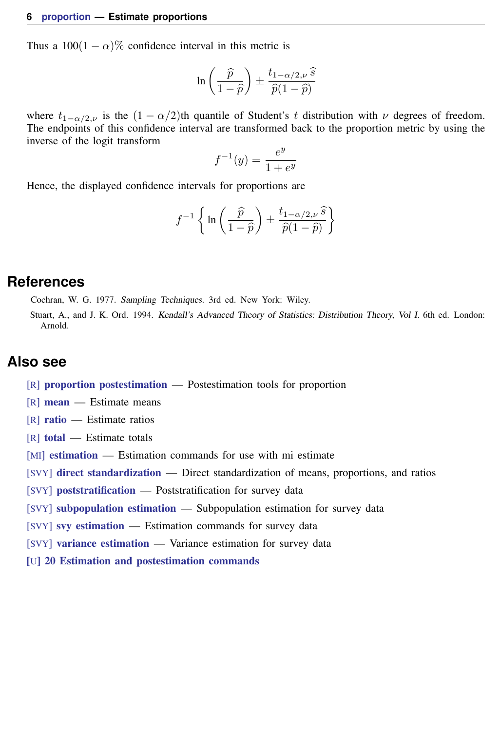Thus a $100(1-\alpha)\%$ confidence interval in this metric is

$$\ln\left(\frac{\widehat{p}}{1-\widehat{p}}\right) \pm \frac{t_{1-\alpha/2,\nu}\,\widehat{s}}{\widehat{p}(1-\widehat{p})}$$

where $t_{1-\alpha/2,\nu}$ is the $(1-\alpha/2)$th quantile of Student's $t$ distribution with $\nu$ degrees of freedom. The endpoints of this confidence interval are transformed back to the proportion metric by using the inverse of the logit transform

$$f^{-1}(y) = \frac{e^y}{1+e^y}$$

Hence, the displayed confidence intervals for proportions are

$$f^{-1}\left\{\ln\left(\frac{\widehat{p}}{1-\widehat{p}}\right) \pm \frac{t_{1-\alpha/2,\nu}\,\widehat{s}}{\widehat{p}(1-\widehat{p})}\right\}$$

## References

Cochran, W. G. 1977. *Sampling Techniques*. 3rd ed. New York: Wiley.

Stuart, A., and J. K. Ord. 1994. *Kendall's Advanced Theory of Statistics: Distribution Theory, Vol I*. 6th ed. London: Arnold.

## Also see

[R] **proportion postestimation** — Postestimation tools for proportion

[R] **mean** — Estimate means

[R] **ratio** — Estimate ratios

[R] **total** — Estimate totals

[MI] **estimation** — Estimation commands for use with mi estimate

[SVY] **direct standardization** — Direct standardization of means, proportions, and ratios

[SVY] **poststratification** — Poststratification for survey data

[SVY] **subpopulation estimation** — Subpopulation estimation for survey data

[SVY] **svy estimation** — Estimation commands for survey data

[SVY] **variance estimation** — Variance estimation for survey data

**[U] 20 Estimation and postestimation commands**